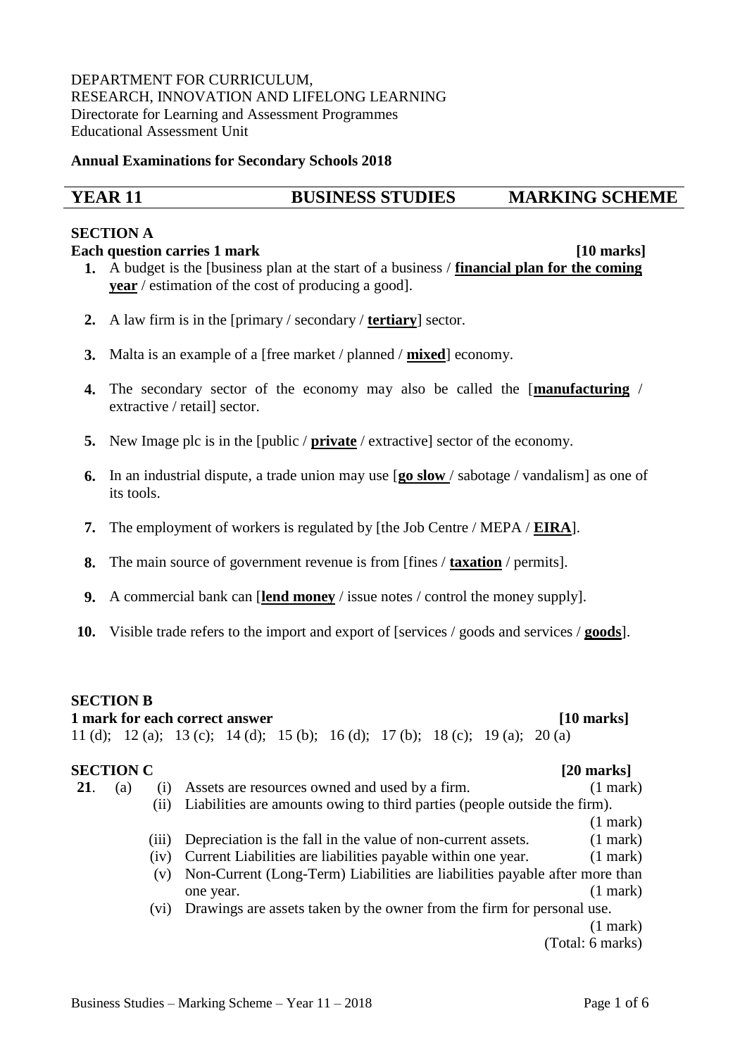DEPARTMENT FOR CURRICULUM,
RESEARCH, INNOVATION AND LIFELONG LEARNING
Directorate for Learning and Assessment Programmes
Educational Assessment Unit

**Annual Examinations for Secondary Schools 2018**

## YEAR 11 — BUSINESS STUDIES — MARKING SCHEME

**SECTION A**

**Each question carries 1 mark** **[10 marks]**

1. A budget is the [business plan at the start of a business / **<u>financial plan for the coming year</u>** / estimation of the cost of producing a good].
2. A law firm is in the [primary / secondary / **<u>tertiary</u>**] sector.
3. Malta is an example of a [free market / planned / **<u>mixed</u>**] economy.
4. The secondary sector of the economy may also be called the [**<u>manufacturing</u>** / extractive / retail] sector.
5. New Image plc is in the [public / **<u>private</u>** / extractive] sector of the economy.
6. In an industrial dispute, a trade union may use [**<u>go slow</u>** / sabotage / vandalism] as one of its tools.
7. The employment of workers is regulated by [the Job Centre / MEPA / **<u>EIRA</u>**].
8. The main source of government revenue is from [fines / **<u>taxation</u>** / permits].
9. A commercial bank can [**<u>lend money</u>** / issue notes / control the money supply].
10. Visible trade refers to the import and export of [services / goods and services / **<u>goods</u>**].

**SECTION B**

**1 mark for each correct answer** **[10 marks]**

11 (d); 12 (a); 13 (c); 14 (d); 15 (b); 16 (d); 17 (b); 18 (c); 19 (a); 20 (a)

**SECTION C** **[20 marks]**

**21.** (a)
- (i) Assets are resources owned and used by a firm. (1 mark)
- (ii) Liabilities are amounts owing to third parties (people outside the firm). (1 mark)
- (iii) Depreciation is the fall in the value of non-current assets. (1 mark)
- (iv) Current Liabilities are liabilities payable within one year. (1 mark)
- (v) Non-Current (Long-Term) Liabilities are liabilities payable after more than one year. (1 mark)
- (vi) Drawings are assets taken by the owner from the firm for personal use. (1 mark)

(Total: 6 marks)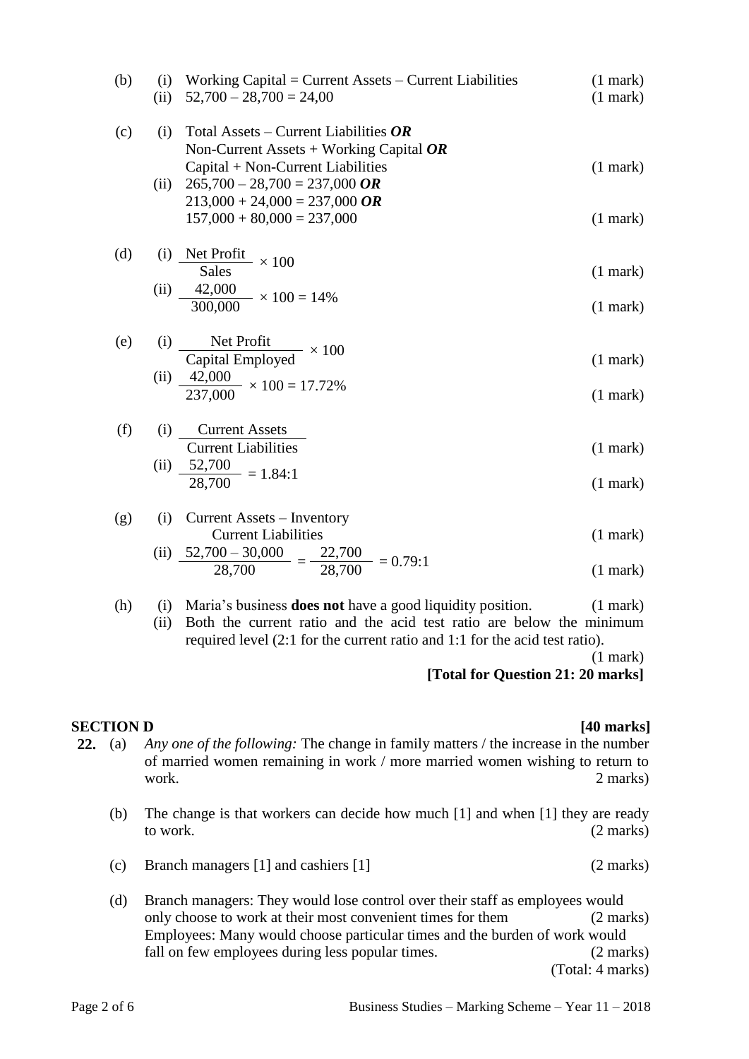(b) (i) Working Capital = Current Assets – Current Liabilities (1 mark)
(ii) 52,700 – 28,700 = 24,00 (1 mark)

(c) (i) Total Assets – Current Liabilities ***OR***
Non-Current Assets + Working Capital ***OR***
Capital + Non-Current Liabilities (1 mark)
(ii) 265,700 – 28,700 = 237,000 ***OR***
213,000 + 24,000 = 237,000 ***OR***
157,000 + 80,000 = 237,000 (1 mark)

(d) (i) $\frac{\text{Net Profit}}{\text{Sales}} \times 100$ (1 mark)
(ii) $\frac{42{,}000}{300{,}000} \times 100 = 14\%$ (1 mark)

(e) (i) $\frac{\text{Net Profit}}{\text{Capital Employed}} \times 100$ (1 mark)
(ii) $\frac{42{,}000}{237{,}000} \times 100 = 17.72\%$ (1 mark)

(f) (i) $\frac{\text{Current Assets}}{\text{Current Liabilities}}$ (1 mark)
(ii) $\frac{52{,}700}{28{,}700} = 1.84{:}1$ (1 mark)

(g) (i) $\frac{\text{Current Assets – Inventory}}{\text{Current Liabilities}}$ (1 mark)
(ii) $\frac{52{,}700 - 30{,}000}{28{,}700} = \frac{22{,}700}{28{,}700} = 0.79{:}1$ (1 mark)

(h) (i) Maria's business **does not** have a good liquidity position. (1 mark)
(ii) Both the current ratio and the acid test ratio are below the minimum required level (2:1 for the current ratio and 1:1 for the acid test ratio). (1 mark)

**[Total for Question 21: 20 marks]**

## SECTION D [40 marks]

**22.** (a) *Any one of the following:* The change in family matters / the increase in the number of married women remaining in work / more married women wishing to return to work. 2 marks)

(b) The change is that workers can decide how much [1] and when [1] they are ready to work. (2 marks)

(c) Branch managers [1] and cashiers [1] (2 marks)

(d) Branch managers: They would lose control over their staff as employees would only choose to work at their most convenient times for them (2 marks)
Employees: Many would choose particular times and the burden of work would fall on few employees during less popular times. (2 marks)
(Total: 4 marks)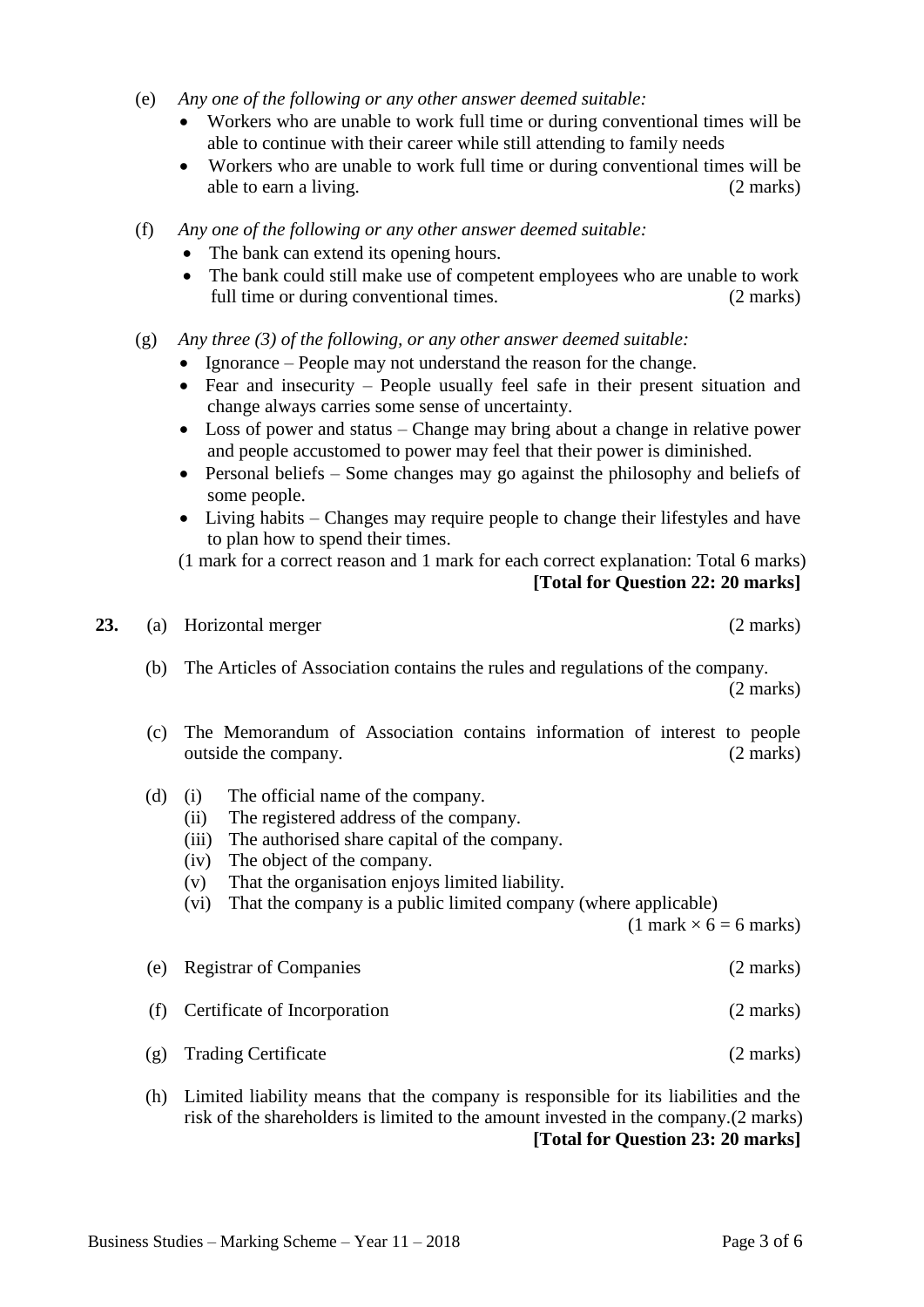(e) *Any one of the following or any other answer deemed suitable:*

- Workers who are unable to work full time or during conventional times will be able to continue with their career while still attending to family needs
- Workers who are unable to work full time or during conventional times will be able to earn a living. (2 marks)

(f) *Any one of the following or any other answer deemed suitable:*

- The bank can extend its opening hours.
- The bank could still make use of competent employees who are unable to work full time or during conventional times. (2 marks)

(g) *Any three (3) of the following, or any other answer deemed suitable:*

- Ignorance – People may not understand the reason for the change.
- Fear and insecurity – People usually feel safe in their present situation and change always carries some sense of uncertainty.
- Loss of power and status – Change may bring about a change in relative power and people accustomed to power may feel that their power is diminished.
- Personal beliefs – Some changes may go against the philosophy and beliefs of some people.
- Living habits – Changes may require people to change their lifestyles and have to plan how to spend their times.

(1 mark for a correct reason and 1 mark for each correct explanation: Total 6 marks)

**[Total for Question 22: 20 marks]**

**23.** (a) Horizontal merger (2 marks)

(b) The Articles of Association contains the rules and regulations of the company. (2 marks)

(c) The Memorandum of Association contains information of interest to people outside the company. (2 marks)

(d) (i) The official name of the company.
(ii) The registered address of the company.
(iii) The authorised share capital of the company.
(iv) The object of the company.
(v) That the organisation enjoys limited liability.
(vi) That the company is a public limited company (where applicable)

(1 mark × 6 = 6 marks)

(e) Registrar of Companies (2 marks)

(f) Certificate of Incorporation (2 marks)

(g) Trading Certificate (2 marks)

(h) Limited liability means that the company is responsible for its liabilities and the risk of the shareholders is limited to the amount invested in the company.(2 marks)

**[Total for Question 23: 20 marks]**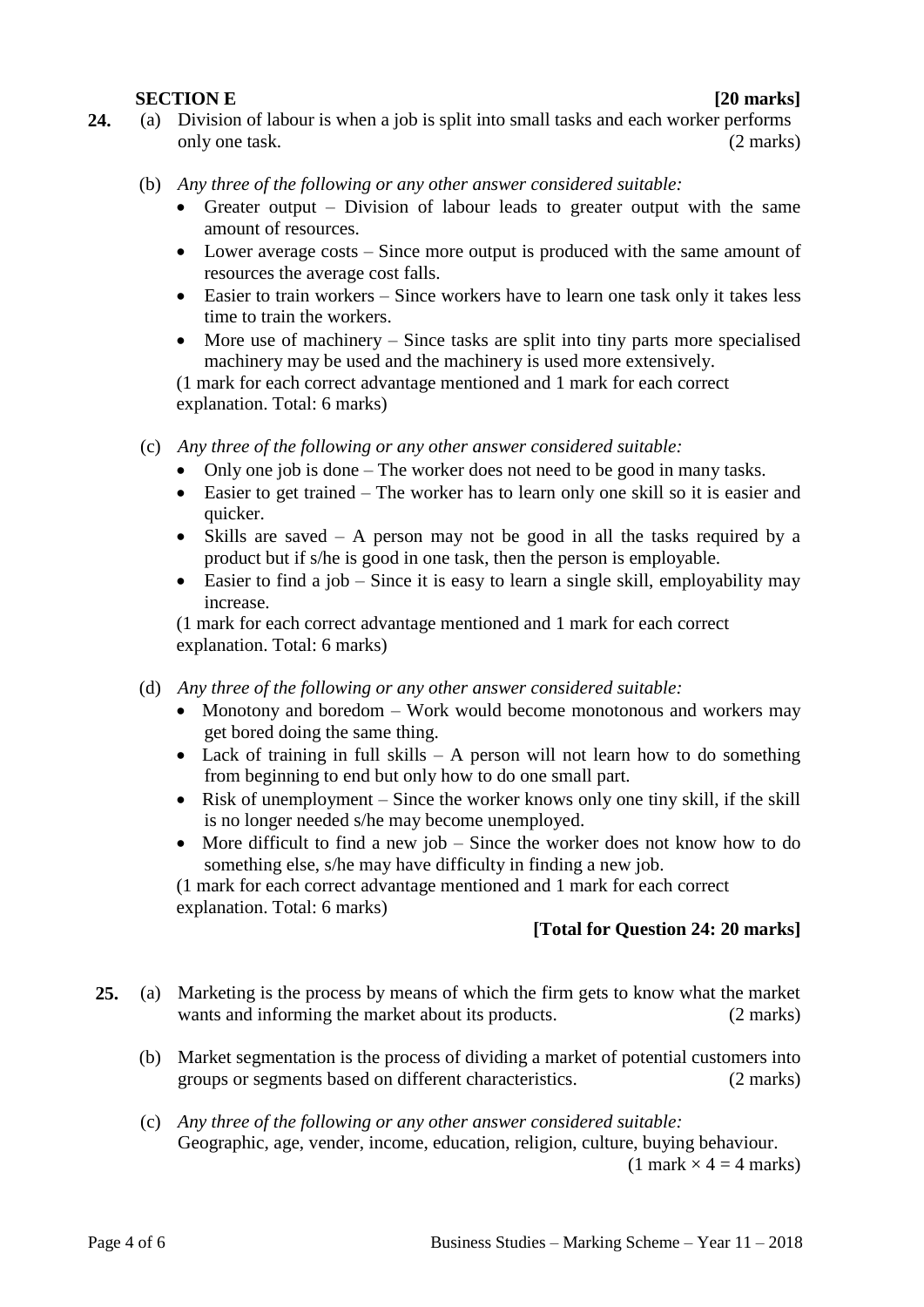**SECTION E** **[20 marks]**

**24.** (a) Division of labour is when a job is split into small tasks and each worker performs only one task. (2 marks)

(b) *Any three of the following or any other answer considered suitable:*

- Greater output – Division of labour leads to greater output with the same amount of resources.
- Lower average costs – Since more output is produced with the same amount of resources the average cost falls.
- Easier to train workers – Since workers have to learn one task only it takes less time to train the workers.
- More use of machinery – Since tasks are split into tiny parts more specialised machinery may be used and the machinery is used more extensively.

(1 mark for each correct advantage mentioned and 1 mark for each correct explanation. Total: 6 marks)

(c) *Any three of the following or any other answer considered suitable:*

- Only one job is done – The worker does not need to be good in many tasks.
- Easier to get trained – The worker has to learn only one skill so it is easier and quicker.
- Skills are saved – A person may not be good in all the tasks required by a product but if s/he is good in one task, then the person is employable.
- Easier to find a job – Since it is easy to learn a single skill, employability may increase.

(1 mark for each correct advantage mentioned and 1 mark for each correct explanation. Total: 6 marks)

(d) *Any three of the following or any other answer considered suitable:*

- Monotony and boredom – Work would become monotonous and workers may get bored doing the same thing.
- Lack of training in full skills – A person will not learn how to do something from beginning to end but only how to do one small part.
- Risk of unemployment – Since the worker knows only one tiny skill, if the skill is no longer needed s/he may become unemployed.
- More difficult to find a new job – Since the worker does not know how to do something else, s/he may have difficulty in finding a new job.

(1 mark for each correct advantage mentioned and 1 mark for each correct explanation. Total: 6 marks)

**[Total for Question 24: 20 marks]**

**25.** (a) Marketing is the process by means of which the firm gets to know what the market wants and informing the market about its products. (2 marks)

(b) Market segmentation is the process of dividing a market of potential customers into groups or segments based on different characteristics. (2 marks)

(c) *Any three of the following or any other answer considered suitable:*
Geographic, age, vender, income, education, religion, culture, buying behaviour.
(1 mark × 4 = 4 marks)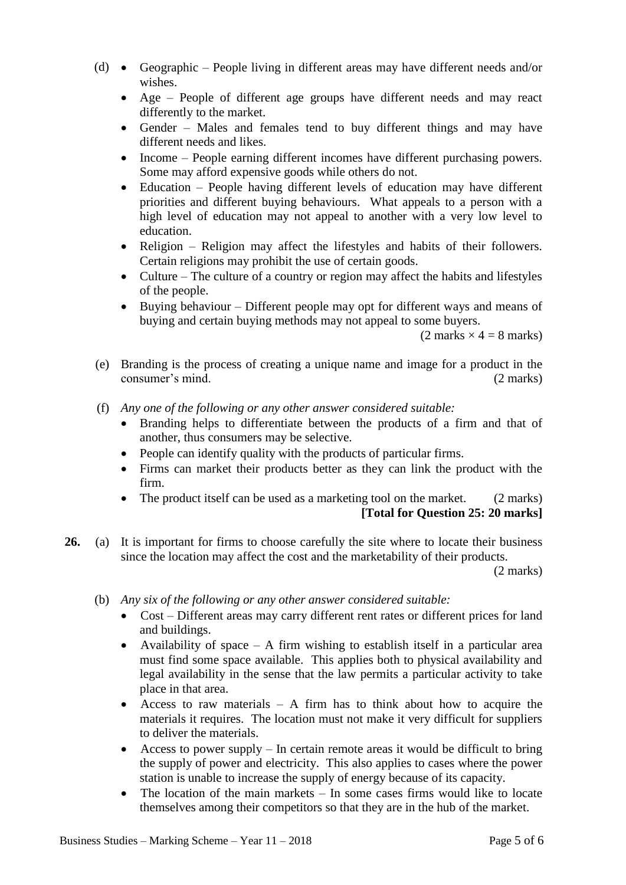(d)
- Geographic – People living in different areas may have different needs and/or wishes.
- Age – People of different age groups have different needs and may react differently to the market.
- Gender – Males and females tend to buy different things and may have different needs and likes.
- Income – People earning different incomes have different purchasing powers. Some may afford expensive goods while others do not.
- Education – People having different levels of education may have different priorities and different buying behaviours. What appeals to a person with a high level of education may not appeal to another with a very low level to education.
- Religion – Religion may affect the lifestyles and habits of their followers. Certain religions may prohibit the use of certain goods.
- Culture – The culture of a country or region may affect the habits and lifestyles of the people.
- Buying behaviour – Different people may opt for different ways and means of buying and certain buying methods may not appeal to some buyers.

(2 marks × 4 = 8 marks)

(e) Branding is the process of creating a unique name and image for a product in the consumer's mind. (2 marks)

(f) *Any one of the following or any other answer considered suitable:*
- Branding helps to differentiate between the products of a firm and that of another, thus consumers may be selective.
- People can identify quality with the products of particular firms.
- Firms can market their products better as they can link the product with the firm.
- The product itself can be used as a marketing tool on the market. (2 marks)

**[Total for Question 25: 20 marks]**

**26.** (a) It is important for firms to choose carefully the site where to locate their business since the location may affect the cost and the marketability of their products.

(2 marks)

(b) *Any six of the following or any other answer considered suitable:*
- Cost – Different areas may carry different rent rates or different prices for land and buildings.
- Availability of space – A firm wishing to establish itself in a particular area must find some space available. This applies both to physical availability and legal availability in the sense that the law permits a particular activity to take place in that area.
- Access to raw materials – A firm has to think about how to acquire the materials it requires. The location must not make it very difficult for suppliers to deliver the materials.
- Access to power supply – In certain remote areas it would be difficult to bring the supply of power and electricity. This also applies to cases where the power station is unable to increase the supply of energy because of its capacity.
- The location of the main markets – In some cases firms would like to locate themselves among their competitors so that they are in the hub of the market.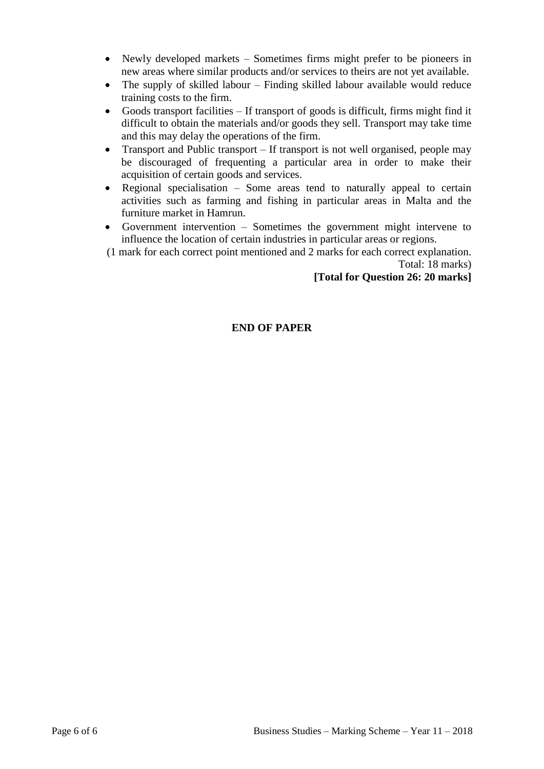- Newly developed markets – Sometimes firms might prefer to be pioneers in new areas where similar products and/or services to theirs are not yet available.
- The supply of skilled labour – Finding skilled labour available would reduce training costs to the firm.
- Goods transport facilities – If transport of goods is difficult, firms might find it difficult to obtain the materials and/or goods they sell. Transport may take time and this may delay the operations of the firm.
- Transport and Public transport – If transport is not well organised, people may be discouraged of frequenting a particular area in order to make their acquisition of certain goods and services.
- Regional specialisation – Some areas tend to naturally appeal to certain activities such as farming and fishing in particular areas in Malta and the furniture market in Hamrun.
- Government intervention – Sometimes the government might intervene to influence the location of certain industries in particular areas or regions.

(1 mark for each correct point mentioned and 2 marks for each correct explanation. Total: 18 marks)

**[Total for Question 26: 20 marks]**

**END OF PAPER**